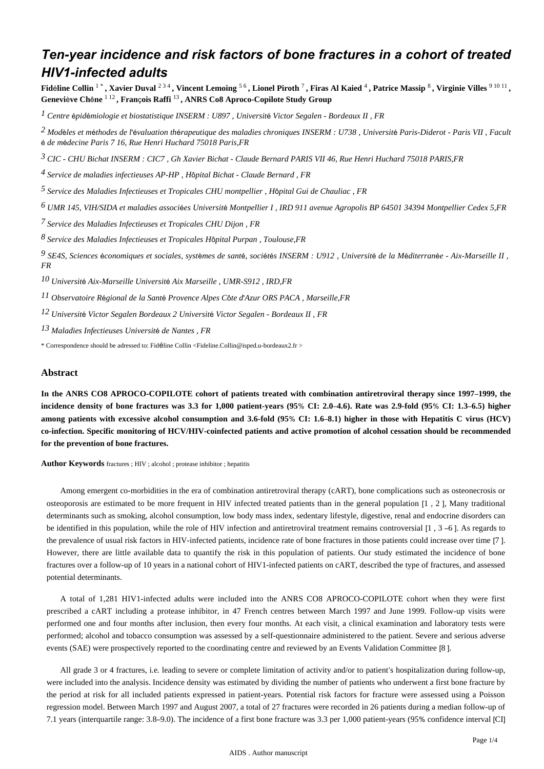# Ten-year incidence and risk factors of bone fractures in a cohort of treated HIV1-infected adults

**Fidéline Collin [1 *], Xavier Duval [2 3 4], Vincent Lemoing [5 6], Lionel Piroth [7], Firas Al Kaied [4], Patrice Massip [8], Virginie Villes [9 10 11], Geneviève Chêne [1 12], François Raffi [13], ANRS Co8 Aproco-Copilote Study Group**

*[1] Centre épidémiologie et biostatistique INSERM : U897, Université Victor Segalen - Bordeaux II, FR*

*[2] Modèles et méthodes de l'évaluation thérapeutique des maladies chroniques INSERM : U738, Université Paris-Diderot - Paris VII, Faculté de médecine Paris 7 16, Rue Henri Huchard 75018 Paris, FR*

*[3] CIC - CHU Bichat INSERM : CIC7, Gh Xavier Bichat - Claude Bernard PARIS VII 46, Rue Henri Huchard 75018 PARIS, FR*

*[4] Service de maladies infectieuses AP-HP, Hôpital Bichat - Claude Bernard, FR*

*[5] Service des Maladies Infectieuses et Tropicales CHU montpellier, Hôpital Gui de Chauliac, FR*

*[6] UMR 145, VIH/SIDA et maladies associées Université Montpellier I, IRD 911 avenue Agropolis BP 64501 34394 Montpellier Cedex 5, FR*

*[7] Service des Maladies Infectieuses et Tropicales CHU Dijon, FR*

*[8] Service des Maladies Infectieuses et Tropicales Hôpital Purpan, Toulouse, FR*

*[9] SE4S, Sciences économiques et sociales, systèmes de santé, sociétés INSERM : U912, Université de la Méditerranée - Aix-Marseille II, FR*

*[10] Université Aix-Marseille Université Aix Marseille, UMR-S912, IRD, FR*

*[11] Observatoire Régional de la Santé Provence Alpes Côte d'Azur ORS PACA, Marseille, FR*

*[12] Université Victor Segalen Bordeaux 2 Université Victor Segalen - Bordeaux II, FR*

*[13] Maladies Infectieuses Université de Nantes, FR*

* Correspondence should be adressed to: Fidéline Collin <Fideline.Collin@isped.u-bordeaux2.fr>

## Abstract

**In the ANRS CO8 APROCO-COPILOTE cohort of patients treated with combination antiretroviral therapy since 1997–1999, the incidence density of bone fractures was 3.3 for 1,000 patient-years (95% CI: 2.0–4.6). Rate was 2.9-fold (95% CI: 1.3–6.5) higher among patients with excessive alcohol consumption and 3.6-fold (95% CI: 1.6–8.1) higher in those with Hepatitis C virus (HCV) co-infection. Specific monitoring of HCV/HIV-coinfected patients and active promotion of alcohol cessation should be recommended for the prevention of bone fractures.**

**Author Keywords** fractures ; HIV ; alcohol ; protease inhibitor ; hepatitis

Among emergent co-morbidities in the era of combination antiretroviral therapy (cART), bone complications such as osteonecrosis or osteoporosis are estimated to be more frequent in HIV infected treated patients than in the general population [1, 2], Many traditional determinants such as smoking, alcohol consumption, low body mass index, sedentary lifestyle, digestive, renal and endocrine disorders can be identified in this population, while the role of HIV infection and antiretroviral treatment remains controversial [1, 3–6]. As regards to the prevalence of usual risk factors in HIV-infected patients, incidence rate of bone fractures in those patients could increase over time [7]. However, there are little available data to quantify the risk in this population of patients. Our study estimated the incidence of bone fractures over a follow-up of 10 years in a national cohort of HIV1-infected patients on cART, described the type of fractures, and assessed potential determinants.

A total of 1,281 HIV1-infected adults were included into the ANRS CO8 APROCO-COPILOTE cohort when they were first prescribed a cART including a protease inhibitor, in 47 French centres between March 1997 and June 1999. Follow-up visits were performed one and four months after inclusion, then every four months. At each visit, a clinical examination and laboratory tests were performed; alcohol and tobacco consumption was assessed by a self-questionnaire administered to the patient. Severe and serious adverse events (SAE) were prospectively reported to the coordinating centre and reviewed by an Events Validation Committee [8].

All grade 3 or 4 fractures, i.e. leading to severe or complete limitation of activity and/or to patient's hospitalization during follow-up, were included into the analysis. Incidence density was estimated by dividing the number of patients who underwent a first bone fracture by the period at risk for all included patients expressed in patient-years. Potential risk factors for fracture were assessed using a Poisson regression model. Between March 1997 and August 2007, a total of 27 fractures were recorded in 26 patients during a median follow-up of 7.1 years (interquartile range: 3.8–9.0). The incidence of a first bone fracture was 3.3 per 1,000 patient-years (95% confidence interval [CI]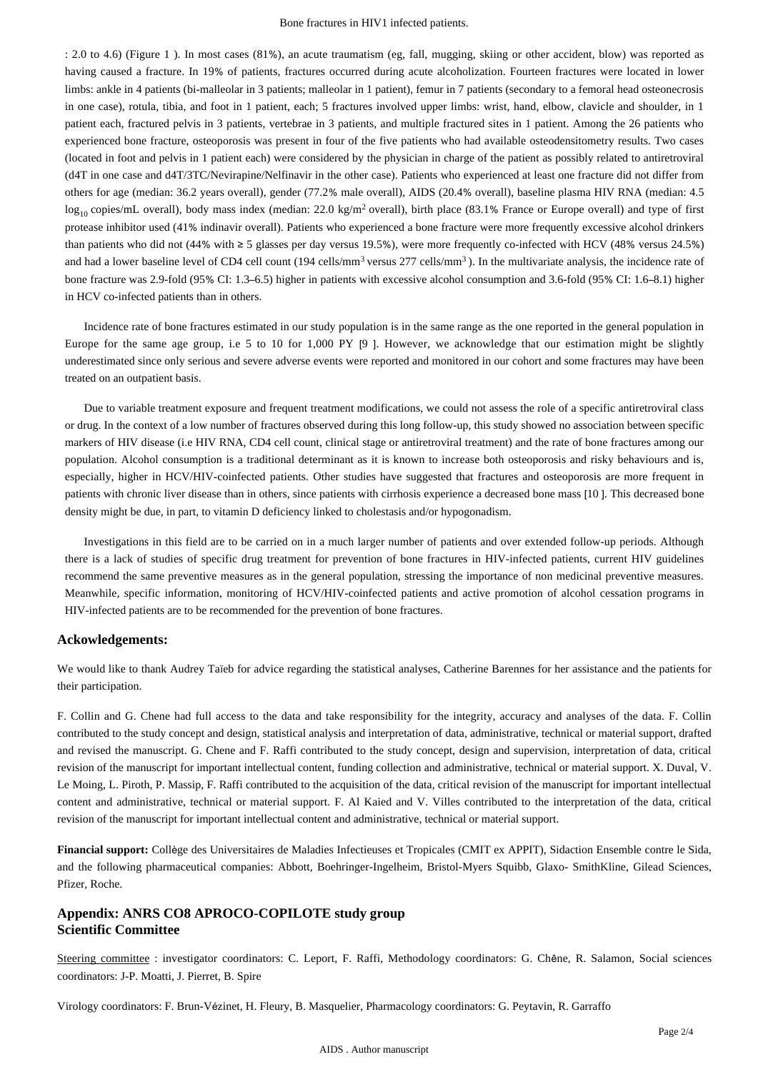: 2.0 to 4.6) (Figure 1 ). In most cases (81%), an acute traumatism (eg, fall, mugging, skiing or other accident, blow) was reported as having caused a fracture. In 19% of patients, fractures occurred during acute alcoholization. Fourteen fractures were located in lower limbs: ankle in 4 patients (bi-malleolar in 3 patients; malleolar in 1 patient), femur in 7 patients (secondary to a femoral head osteonecrosis in one case), rotula, tibia, and foot in 1 patient, each; 5 fractures involved upper limbs: wrist, hand, elbow, clavicle and shoulder, in 1 patient each, fractured pelvis in 3 patients, vertebrae in 3 patients, and multiple fractured sites in 1 patient. Among the 26 patients who experienced bone fracture, osteoporosis was present in four of the five patients who had available osteodensitometry results. Two cases (located in foot and pelvis in 1 patient each) were considered by the physician in charge of the patient as possibly related to antiretroviral (d4T in one case and d4T/3TC/Nevirapine/Nelfinavir in the other case). Patients who experienced at least one fracture did not differ from others for age (median: 36.2 years overall), gender (77.2% male overall), AIDS (20.4% overall), baseline plasma HIV RNA (median: 4.5 $\log_{10}$ copies/mL overall), body mass index (median: 22.0 kg/m$^2$ overall), birth place (83.1% France or Europe overall) and type of first protease inhibitor used (41% indinavir overall). Patients who experienced a bone fracture were more frequently excessive alcohol drinkers than patients who did not (44% with ≥ 5 glasses per day versus 19.5%), were more frequently co-infected with HCV (48% versus 24.5%) and had a lower baseline level of CD4 cell count (194 cells/mm$^3$ versus 277 cells/mm$^3$ ). In the multivariate analysis, the incidence rate of bone fracture was 2.9-fold (95% CI: 1.3–6.5) higher in patients with excessive alcohol consumption and 3.6-fold (95% CI: 1.6–8.1) higher in HCV co-infected patients than in others.

Incidence rate of bone fractures estimated in our study population is in the same range as the one reported in the general population in Europe for the same age group, i.e 5 to 10 for 1,000 PY [9 ]. However, we acknowledge that our estimation might be slightly underestimated since only serious and severe adverse events were reported and monitored in our cohort and some fractures may have been treated on an outpatient basis.

Due to variable treatment exposure and frequent treatment modifications, we could not assess the role of a specific antiretroviral class or drug. In the context of a low number of fractures observed during this long follow-up, this study showed no association between specific markers of HIV disease (i.e HIV RNA, CD4 cell count, clinical stage or antiretroviral treatment) and the rate of bone fractures among our population. Alcohol consumption is a traditional determinant as it is known to increase both osteoporosis and risky behaviours and is, especially, higher in HCV/HIV-coinfected patients. Other studies have suggested that fractures and osteoporosis are more frequent in patients with chronic liver disease than in others, since patients with cirrhosis experience a decreased bone mass [10 ]. This decreased bone density might be due, in part, to vitamin D deficiency linked to cholestasis and/or hypogonadism.

Investigations in this field are to be carried on in a much larger number of patients and over extended follow-up periods. Although there is a lack of studies of specific drug treatment for prevention of bone fractures in HIV-infected patients, current HIV guidelines recommend the same preventive measures as in the general population, stressing the importance of non medicinal preventive measures. Meanwhile, specific information, monitoring of HCV/HIV-coinfected patients and active promotion of alcohol cessation programs in HIV-infected patients are to be recommended for the prevention of bone fractures.

## Ackowledgements:

We would like to thank Audrey Taïeb for advice regarding the statistical analyses, Catherine Barennes for her assistance and the patients for their participation.

F. Collin and G. Chene had full access to the data and take responsibility for the integrity, accuracy and analyses of the data. F. Collin contributed to the study concept and design, statistical analysis and interpretation of data, administrative, technical or material support, drafted and revised the manuscript. G. Chene and F. Raffi contributed to the study concept, design and supervision, interpretation of data, critical revision of the manuscript for important intellectual content, funding collection and administrative, technical or material support. X. Duval, V. Le Moing, L. Piroth, P. Massip, F. Raffi contributed to the acquisition of the data, critical revision of the manuscript for important intellectual content and administrative, technical or material support. F. Al Kaied and V. Villes contributed to the interpretation of the data, critical revision of the manuscript for important intellectual content and administrative, technical or material support.

**Financial support:** Collège des Universitaires de Maladies Infectieuses et Tropicales (CMIT ex APPIT), Sidaction Ensemble contre le Sida, and the following pharmaceutical companies: Abbott, Boehringer-Ingelheim, Bristol-Myers Squibb, Glaxo- SmithKline, Gilead Sciences, Pfizer, Roche.

## Appendix: ANRS CO8 APROCO-COPILOTE study group
## Scientific Committee

Steering committee : investigator coordinators: C. Leport, F. Raffi, Methodology coordinators: G. Chêne, R. Salamon, Social sciences coordinators: J-P. Moatti, J. Pierret, B. Spire

Virology coordinators: F. Brun-Vézinet, H. Fleury, B. Masquelier, Pharmacology coordinators: G. Peytavin, R. Garraffo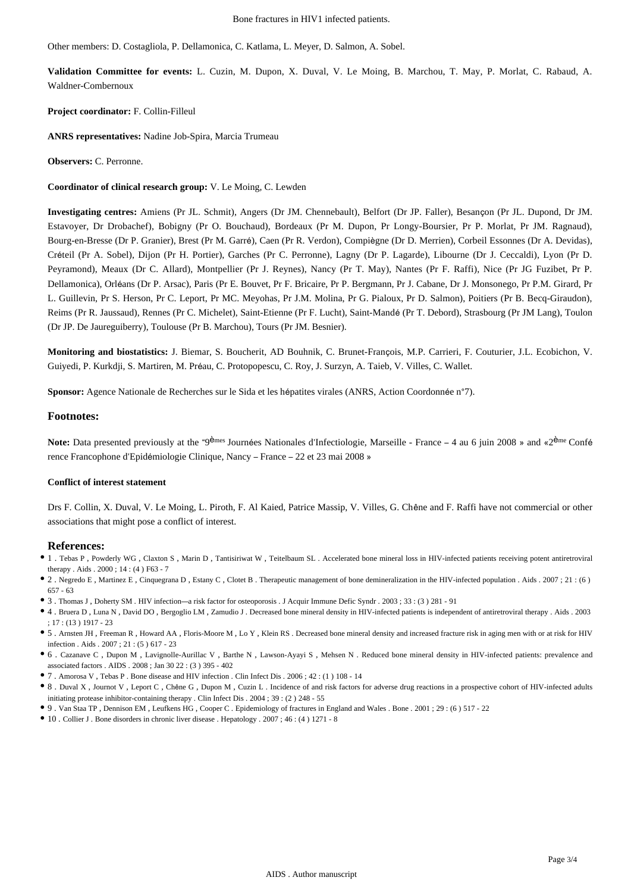Other members: D. Costagliola, P. Dellamonica, C. Katlama, L. Meyer, D. Salmon, A. Sobel.

**Validation Committee for events:** L. Cuzin, M. Dupon, X. Duval, V. Le Moing, B. Marchou, T. May, P. Morlat, C. Rabaud, A. Waldner-Combernoux

**Project coordinator:** F. Collin-Filleul

**ANRS representatives:** Nadine Job-Spira, Marcia Trumeau

**Observers:** C. Perronne.

**Coordinator of clinical research group:** V. Le Moing, C. Lewden

**Investigating centres:** Amiens (Pr JL. Schmit), Angers (Dr JM. Chennebault), Belfort (Dr JP. Faller), Besançon (Pr JL. Dupond, Dr JM. Estavoyer, Dr Drobachef), Bobigny (Pr O. Bouchaud), Bordeaux (Pr M. Dupon, Pr Longy-Boursier, Pr P. Morlat, Pr JM. Ragnaud), Bourg-en-Bresse (Dr P. Granier), Brest (Pr M. Garré), Caen (Pr R. Verdon), Compiègne (Dr D. Merrien), Corbeil Essonnes (Dr A. Devidas), Créteil (Pr A. Sobel), Dijon (Pr H. Portier), Garches (Pr C. Perronne), Lagny (Dr P. Lagarde), Libourne (Dr J. Ceccaldi), Lyon (Pr D. Peyramond), Meaux (Dr C. Allard), Montpellier (Pr J. Reynes), Nancy (Pr T. May), Nantes (Pr F. Raffi), Nice (Pr JG Fuzibet, Pr P. Dellamonica), Orléans (Dr P. Arsac), Paris (Pr E. Bouvet, Pr F. Bricaire, Pr P. Bergmann, Pr J. Cabane, Dr J. Monsonego, Pr P.M. Girard, Pr L. Guillevin, Pr S. Herson, Pr C. Leport, Pr MC. Meyohas, Pr J.M. Molina, Pr G. Pialoux, Pr D. Salmon), Poitiers (Pr B. Becq-Giraudon), Reims (Pr R. Jaussaud), Rennes (Pr C. Michelet), Saint-Etienne (Pr F. Lucht), Saint-Mandé (Pr T. Debord), Strasbourg (Pr JM Lang), Toulon (Dr JP. De Jaureguiberry), Toulouse (Pr B. Marchou), Tours (Pr JM. Besnier).

**Monitoring and biostatistics:** J. Biemar, S. Boucherit, AD Bouhnik, C. Brunet-François, M.P. Carrieri, F. Couturier, J.L. Ecobichon, V. Guiyedi, P. Kurkdji, S. Martiren, M. Préau, C. Protopopescu, C. Roy, J. Surzyn, A. Taieb, V. Villes, C. Wallet.

**Sponsor:** Agence Nationale de Recherches sur le Sida et les hépatites virales (ANRS, Action Coordonnée n°7).

## Footnotes:

**Note:** Data presented previously at the "9èmes Journées Nationales d'Infectiologie, Marseille - France – 4 au 6 juin 2008 » and «2ème Conférence Francophone d'Epidémiologie Clinique, Nancy – France – 22 et 23 mai 2008 »

#### Conflict of interest statement

Drs F. Collin, X. Duval, V. Le Moing, L. Piroth, F. Al Kaied, Patrice Massip, V. Villes, G. Chêne and F. Raffi have not commercial or other associations that might pose a conflict of interest.

## References:

- 1 . Tebas P , Powderly WG , Claxton S , Marin D , Tantisiriwat W , Teitelbaum SL . Accelerated bone mineral loss in HIV-infected patients receiving potent antiretroviral therapy . Aids . 2000 ; 14 : (4 ) F63 - 7
- 2 . Negredo E , Martinez E , Cinquegrana D , Estany C , Clotet B . Therapeutic management of bone demineralization in the HIV-infected population . Aids . 2007 ; 21 : (6 ) 657 - 63
- 3 . Thomas J , Doherty SM . HIV infection—a risk factor for osteoporosis . J Acquir Immune Defic Syndr . 2003 ; 33 : (3 ) 281 - 91
- 4 . Bruera D , Luna N , David DO , Bergoglio LM , Zamudio J . Decreased bone mineral density in HIV-infected patients is independent of antiretroviral therapy . Aids . 2003 ; 17 : (13 ) 1917 - 23
- 5 . Arnsten JH , Freeman R , Howard AA , Floris-Moore M , Lo Y , Klein RS . Decreased bone mineral density and increased fracture risk in aging men with or at risk for HIV infection . Aids . 2007 ; 21 : (5 ) 617 - 23
- 6 . Cazanave C , Dupon M , Lavignolle-Aurillac V , Barthe N , Lawson-Ayayi S , Mehsen N . Reduced bone mineral density in HIV-infected patients: prevalence and associated factors . AIDS . 2008 ; Jan 30 22 : (3 ) 395 - 402
- 7 . Amorosa V , Tebas P . Bone disease and HIV infection . Clin Infect Dis . 2006 ; 42 : (1 ) 108 - 14
- 8 . Duval X , Journot V , Leport C , Chêne G , Dupon M , Cuzin L . Incidence of and risk factors for adverse drug reactions in a prospective cohort of HIV-infected adults initiating protease inhibitor-containing therapy . Clin Infect Dis . 2004 ; 39 : (2 ) 248 - 55
- 9 . Van Staa TP , Dennison EM , Leufkens HG , Cooper C . Epidemiology of fractures in England and Wales . Bone . 2001 ; 29 : (6 ) 517 - 22
- 10 . Collier J . Bone disorders in chronic liver disease . Hepatology . 2007 ; 46 : (4 ) 1271 - 8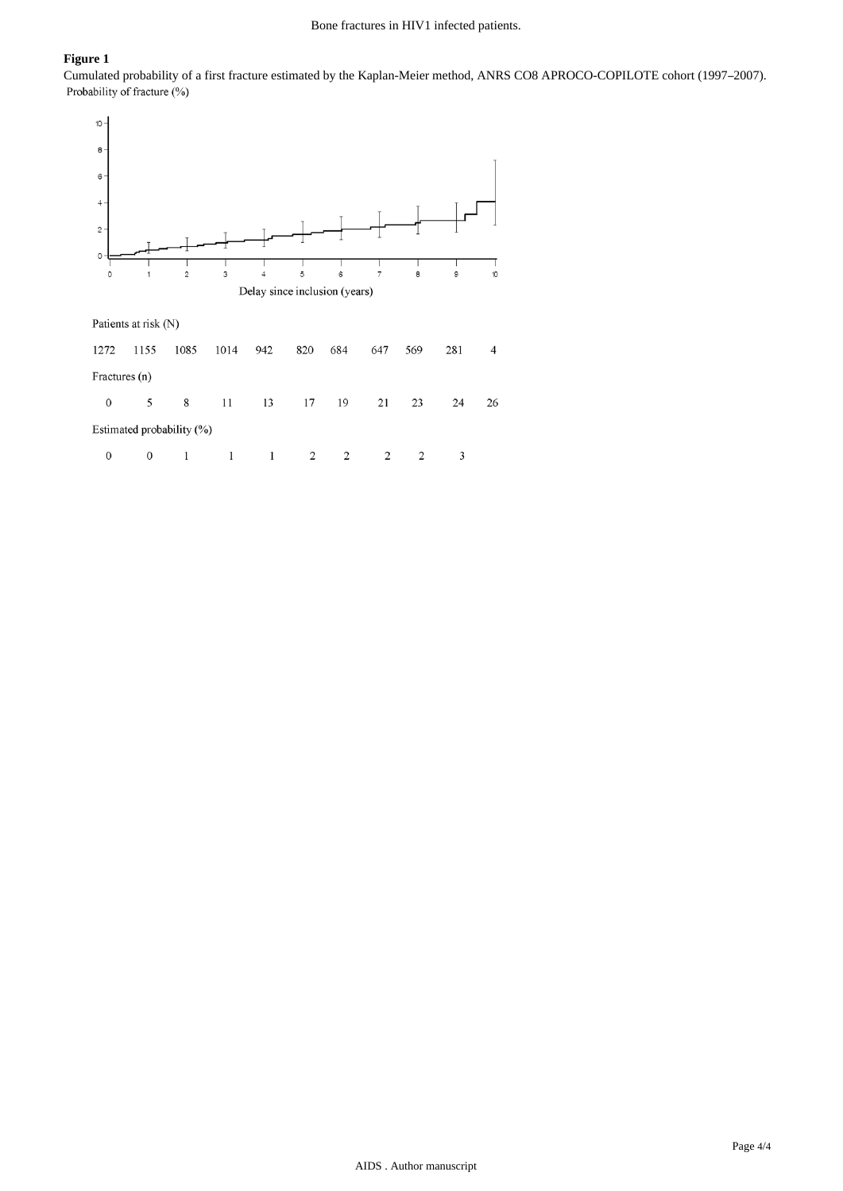**Figure 1**

Cumulated probability of a first fracture estimated by the Kaplan-Meier method, ANRS CO8 APROCO-COPILOTE cohort (1997–2007).

Probability of fracture (%)

10
8
6
4
2
0

0 1 2 3 4 5 6 7 8 9 10

Delay since inclusion (years)

Patients at risk (N)

1272 1155 1085 1014 942 820 684 647 569 281 4

Fractures (n)

0 5 8 11 13 17 19 21 23 24 26

Estimated probability (%)

0 0 1 1 1 2 2 2 2 3